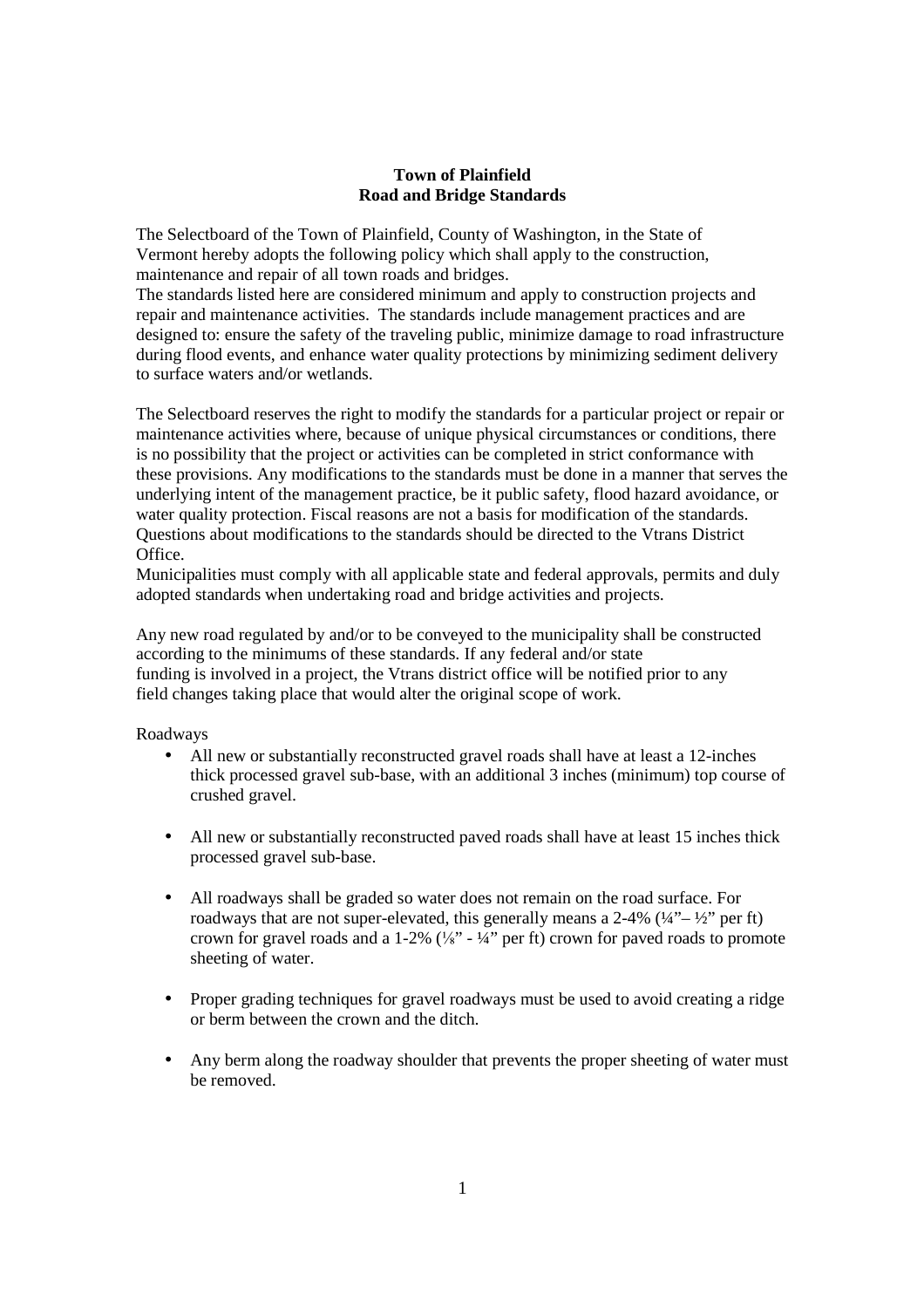**Town of Plainfield**
**Road and Bridge Standards**

The Selectboard of the Town of Plainfield, County of Washington, in the State of Vermont hereby adopts the following policy which shall apply to the construction, maintenance and repair of all town roads and bridges.
The standards listed here are considered minimum and apply to construction projects and repair and maintenance activities. The standards include management practices and are designed to: ensure the safety of the traveling public, minimize damage to road infrastructure during flood events, and enhance water quality protections by minimizing sediment delivery to surface waters and/or wetlands.

The Selectboard reserves the right to modify the standards for a particular project or repair or maintenance activities where, because of unique physical circumstances or conditions, there is no possibility that the project or activities can be completed in strict conformance with these provisions. Any modifications to the standards must be done in a manner that serves the underlying intent of the management practice, be it public safety, flood hazard avoidance, or water quality protection. Fiscal reasons are not a basis for modification of the standards. Questions about modifications to the standards should be directed to the Vtrans District Office.
Municipalities must comply with all applicable state and federal approvals, permits and duly adopted standards when undertaking road and bridge activities and projects.

Any new road regulated by and/or to be conveyed to the municipality shall be constructed according to the minimums of these standards. If any federal and/or state funding is involved in a project, the Vtrans district office will be notified prior to any field changes taking place that would alter the original scope of work.

Roadways

- All new or substantially reconstructed gravel roads shall have at least a 12-inches thick processed gravel sub-base, with an additional 3 inches (minimum) top course of crushed gravel.
- All new or substantially reconstructed paved roads shall have at least 15 inches thick processed gravel sub-base.
- All roadways shall be graded so water does not remain on the road surface. For roadways that are not super-elevated, this generally means a 2-4% (¼"– ½" per ft) crown for gravel roads and a 1-2% (⅛" - ¼" per ft) crown for paved roads to promote sheeting of water.
- Proper grading techniques for gravel roadways must be used to avoid creating a ridge or berm between the crown and the ditch.
- Any berm along the roadway shoulder that prevents the proper sheeting of water must be removed.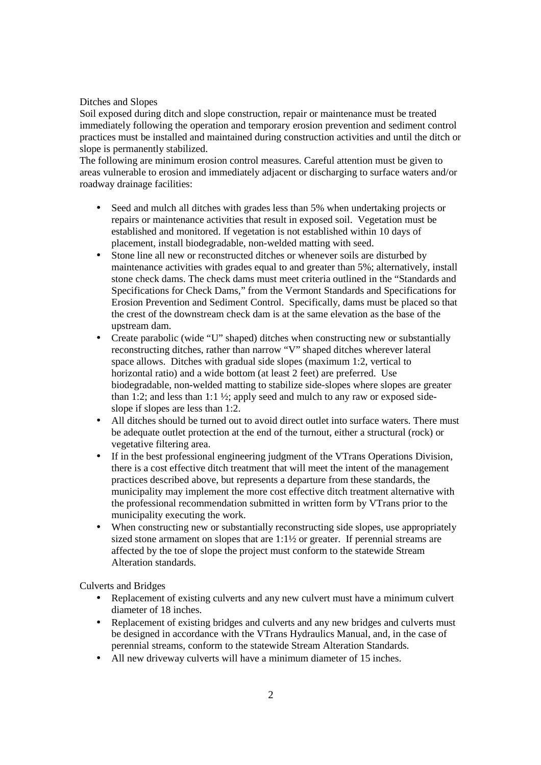Ditches and Slopes

Soil exposed during ditch and slope construction, repair or maintenance must be treated immediately following the operation and temporary erosion prevention and sediment control practices must be installed and maintained during construction activities and until the ditch or slope is permanently stabilized.

The following are minimum erosion control measures. Careful attention must be given to areas vulnerable to erosion and immediately adjacent or discharging to surface waters and/or roadway drainage facilities:

- Seed and mulch all ditches with grades less than 5% when undertaking projects or repairs or maintenance activities that result in exposed soil. Vegetation must be established and monitored. If vegetation is not established within 10 days of placement, install biodegradable, non-welded matting with seed.
- Stone line all new or reconstructed ditches or whenever soils are disturbed by maintenance activities with grades equal to and greater than 5%; alternatively, install stone check dams. The check dams must meet criteria outlined in the "Standards and Specifications for Check Dams," from the Vermont Standards and Specifications for Erosion Prevention and Sediment Control. Specifically, dams must be placed so that the crest of the downstream check dam is at the same elevation as the base of the upstream dam.
- Create parabolic (wide "U" shaped) ditches when constructing new or substantially reconstructing ditches, rather than narrow "V" shaped ditches wherever lateral space allows. Ditches with gradual side slopes (maximum 1:2, vertical to horizontal ratio) and a wide bottom (at least 2 feet) are preferred. Use biodegradable, non-welded matting to stabilize side-slopes where slopes are greater than 1:2; and less than 1:1 ½; apply seed and mulch to any raw or exposed side-slope if slopes are less than 1:2.
- All ditches should be turned out to avoid direct outlet into surface waters. There must be adequate outlet protection at the end of the turnout, either a structural (rock) or vegetative filtering area.
- If in the best professional engineering judgment of the VTrans Operations Division, there is a cost effective ditch treatment that will meet the intent of the management practices described above, but represents a departure from these standards, the municipality may implement the more cost effective ditch treatment alternative with the professional recommendation submitted in written form by VTrans prior to the municipality executing the work.
- When constructing new or substantially reconstructing side slopes, use appropriately sized stone armament on slopes that are 1:1½ or greater. If perennial streams are affected by the toe of slope the project must conform to the statewide Stream Alteration standards.

Culverts and Bridges

- Replacement of existing culverts and any new culvert must have a minimum culvert diameter of 18 inches.
- Replacement of existing bridges and culverts and any new bridges and culverts must be designed in accordance with the VTrans Hydraulics Manual, and, in the case of perennial streams, conform to the statewide Stream Alteration Standards.
- All new driveway culverts will have a minimum diameter of 15 inches.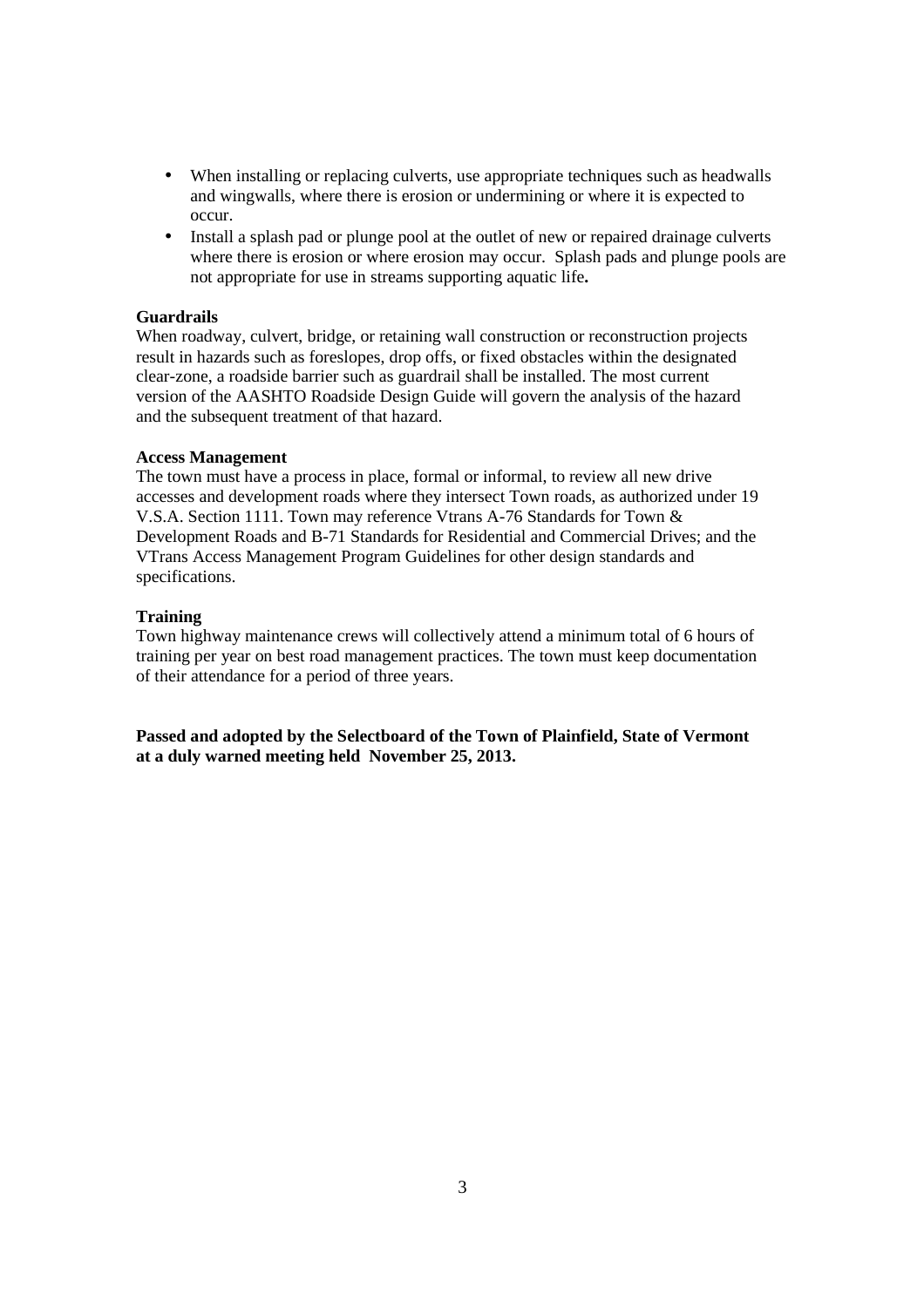- When installing or replacing culverts, use appropriate techniques such as headwalls and wingwalls, where there is erosion or undermining or where it is expected to occur.
- Install a splash pad or plunge pool at the outlet of new or repaired drainage culverts where there is erosion or where erosion may occur. Splash pads and plunge pools are not appropriate for use in streams supporting aquatic life**.**

**Guardrails**

When roadway, culvert, bridge, or retaining wall construction or reconstruction projects result in hazards such as foreslopes, drop offs, or fixed obstacles within the designated clear-zone, a roadside barrier such as guardrail shall be installed. The most current version of the AASHTO Roadside Design Guide will govern the analysis of the hazard and the subsequent treatment of that hazard.

**Access Management**

The town must have a process in place, formal or informal, to review all new drive accesses and development roads where they intersect Town roads, as authorized under 19 V.S.A. Section 1111. Town may reference Vtrans A-76 Standards for Town & Development Roads and B-71 Standards for Residential and Commercial Drives; and the VTrans Access Management Program Guidelines for other design standards and specifications.

**Training**

Town highway maintenance crews will collectively attend a minimum total of 6 hours of training per year on best road management practices. The town must keep documentation of their attendance for a period of three years.

**Passed and adopted by the Selectboard of the Town of Plainfield, State of Vermont at a duly warned meeting held November 25, 2013.**